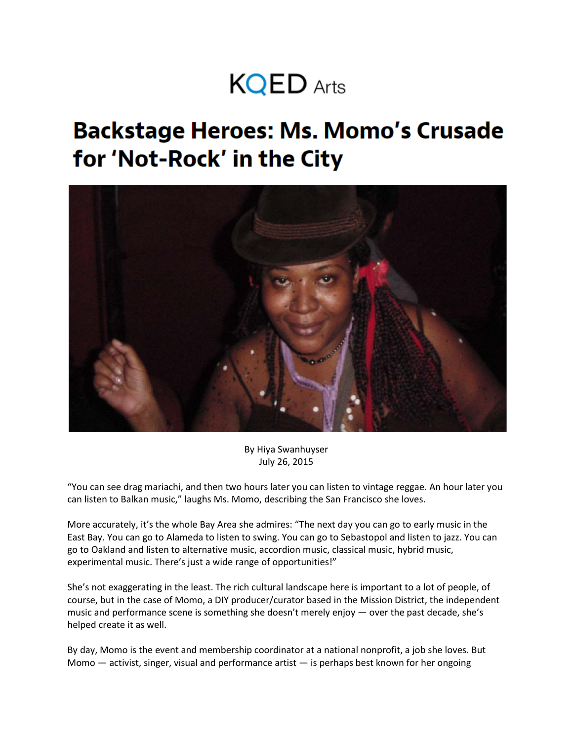KQED Arts

# Backstage Heroes: Ms. Momo's Crusade for 'Not-Rock' in the City

By Hiya Swanhuyser
July 26, 2015

"You can see drag mariachi, and then two hours later you can listen to vintage reggae. An hour later you can listen to Balkan music," laughs Ms. Momo, describing the San Francisco she loves.

More accurately, it's the whole Bay Area she admires: "The next day you can go to early music in the East Bay. You can go to Alameda to listen to swing. You can go to Sebastopol and listen to jazz. You can go to Oakland and listen to alternative music, accordion music, classical music, hybrid music, experimental music. There's just a wide range of opportunities!"

She's not exaggerating in the least. The rich cultural landscape here is important to a lot of people, of course, but in the case of Momo, a DIY producer/curator based in the Mission District, the independent music and performance scene is something she doesn't merely enjoy — over the past decade, she's helped create it as well.

By day, Momo is the event and membership coordinator at a national nonprofit, a job she loves. But Momo — activist, singer, visual and performance artist — is perhaps best known for her ongoing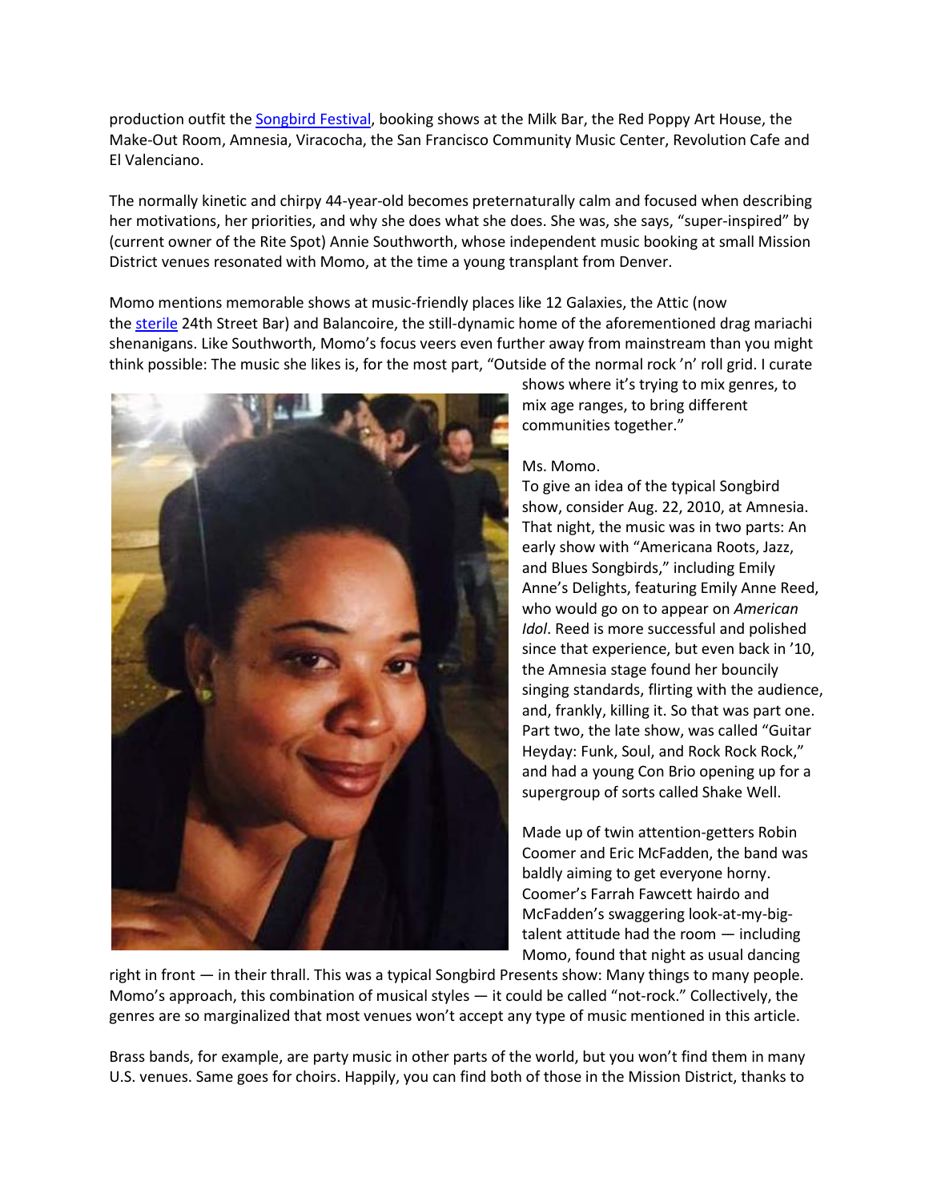production outfit the [Songbird Festival](), booking shows at the Milk Bar, the Red Poppy Art House, the Make-Out Room, Amnesia, Viracocha, the San Francisco Community Music Center, Revolution Cafe and El Valenciano.

The normally kinetic and chirpy 44-year-old becomes preternaturally calm and focused when describing her motivations, her priorities, and why she does what she does. She was, she says, "super-inspired" by (current owner of the Rite Spot) Annie Southworth, whose independent music booking at small Mission District venues resonated with Momo, at the time a young transplant from Denver.

Momo mentions memorable shows at music-friendly places like 12 Galaxies, the Attic (now the [sterile]() 24th Street Bar) and Balancoire, the still-dynamic home of the aforementioned drag mariachi shenanigans. Like Southworth, Momo's focus veers even further away from mainstream than you might think possible: The music she likes is, for the most part, "Outside of the normal rock 'n' roll grid. I curate shows where it's trying to mix genres, to mix age ranges, to bring different communities together."

Ms. Momo.

To give an idea of the typical Songbird show, consider Aug. 22, 2010, at Amnesia. That night, the music was in two parts: An early show with "Americana Roots, Jazz, and Blues Songbirds," including Emily Anne's Delights, featuring Emily Anne Reed, who would go on to appear on *American Idol*. Reed is more successful and polished since that experience, but even back in '10, the Amnesia stage found her bouncily singing standards, flirting with the audience, and, frankly, killing it. So that was part one. Part two, the late show, was called "Guitar Heyday: Funk, Soul, and Rock Rock Rock," and had a young Con Brio opening up for a supergroup of sorts called Shake Well.

Made up of twin attention-getters Robin Coomer and Eric McFadden, the band was baldly aiming to get everyone horny. Coomer's Farrah Fawcett hairdo and McFadden's swaggering look-at-my-big-talent attitude had the room — including Momo, found that night as usual dancing right in front — in their thrall. This was a typical Songbird Presents show: Many things to many people. Momo's approach, this combination of musical styles — it could be called "not-rock." Collectively, the genres are so marginalized that most venues won't accept any type of music mentioned in this article.

Brass bands, for example, are party music in other parts of the world, but you won't find them in many U.S. venues. Same goes for choirs. Happily, you can find both of those in the Mission District, thanks to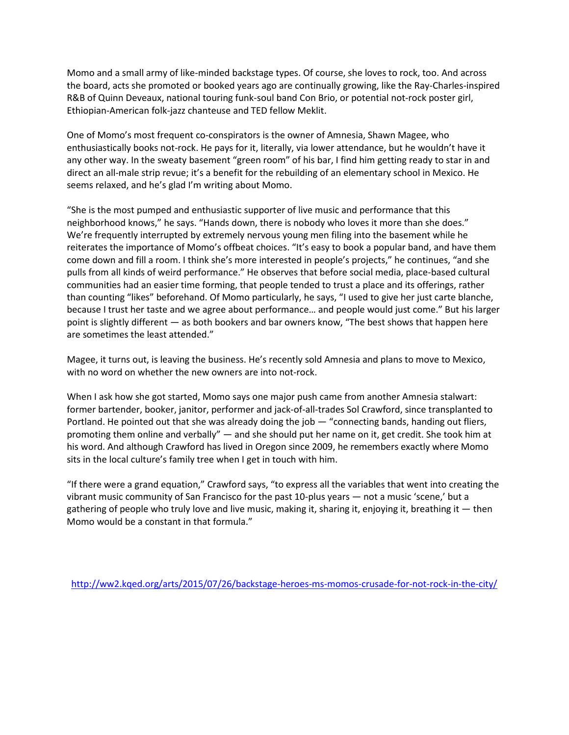Momo and a small army of like-minded backstage types. Of course, she loves to rock, too. And across the board, acts she promoted or booked years ago are continually growing, like the Ray-Charles-inspired R&B of Quinn Deveaux, national touring funk-soul band Con Brio, or potential not-rock poster girl, Ethiopian-American folk-jazz chanteuse and TED fellow Meklit.

One of Momo's most frequent co-conspirators is the owner of Amnesia, Shawn Magee, who enthusiastically books not-rock. He pays for it, literally, via lower attendance, but he wouldn't have it any other way. In the sweaty basement "green room" of his bar, I find him getting ready to star in and direct an all-male strip revue; it's a benefit for the rebuilding of an elementary school in Mexico. He seems relaxed, and he's glad I'm writing about Momo.

"She is the most pumped and enthusiastic supporter of live music and performance that this neighborhood knows," he says. "Hands down, there is nobody who loves it more than she does." We're frequently interrupted by extremely nervous young men filing into the basement while he reiterates the importance of Momo's offbeat choices. "It's easy to book a popular band, and have them come down and fill a room. I think she's more interested in people's projects," he continues, "and she pulls from all kinds of weird performance." He observes that before social media, place-based cultural communities had an easier time forming, that people tended to trust a place and its offerings, rather than counting "likes" beforehand. Of Momo particularly, he says, "I used to give her just carte blanche, because I trust her taste and we agree about performance… and people would just come." But his larger point is slightly different — as both bookers and bar owners know, "The best shows that happen here are sometimes the least attended."

Magee, it turns out, is leaving the business. He's recently sold Amnesia and plans to move to Mexico, with no word on whether the new owners are into not-rock.

When I ask how she got started, Momo says one major push came from another Amnesia stalwart: former bartender, booker, janitor, performer and jack-of-all-trades Sol Crawford, since transplanted to Portland. He pointed out that she was already doing the job — "connecting bands, handing out fliers, promoting them online and verbally" — and she should put her name on it, get credit. She took him at his word. And although Crawford has lived in Oregon since 2009, he remembers exactly where Momo sits in the local culture's family tree when I get in touch with him.

"If there were a grand equation," Crawford says, "to express all the variables that went into creating the vibrant music community of San Francisco for the past 10-plus years — not a music 'scene,' but a gathering of people who truly love and live music, making it, sharing it, enjoying it, breathing it — then Momo would be a constant in that formula."

http://ww2.kqed.org/arts/2015/07/26/backstage-heroes-ms-momos-crusade-for-not-rock-in-the-city/